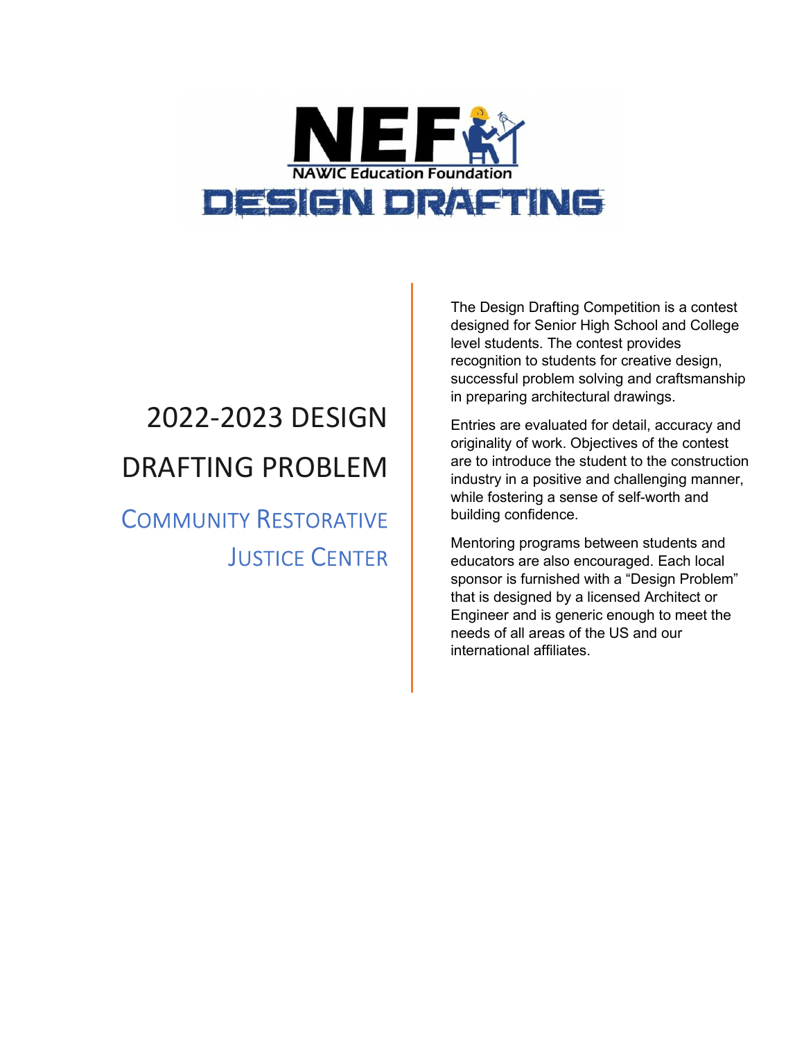NEF

NAWIC Education Foundation

DESIGN DRAFTING

# 2022-2023 DESIGN DRAFTING PROBLEM

## COMMUNITY RESTORATIVE JUSTICE CENTER

The Design Drafting Competition is a contest designed for Senior High School and College level students. The contest provides recognition to students for creative design, successful problem solving and craftsmanship in preparing architectural drawings.

Entries are evaluated for detail, accuracy and originality of work. Objectives of the contest are to introduce the student to the construction industry in a positive and challenging manner, while fostering a sense of self-worth and building confidence.

Mentoring programs between students and educators are also encouraged. Each local sponsor is furnished with a "Design Problem" that is designed by a licensed Architect or Engineer and is generic enough to meet the needs of all areas of the US and our international affiliates.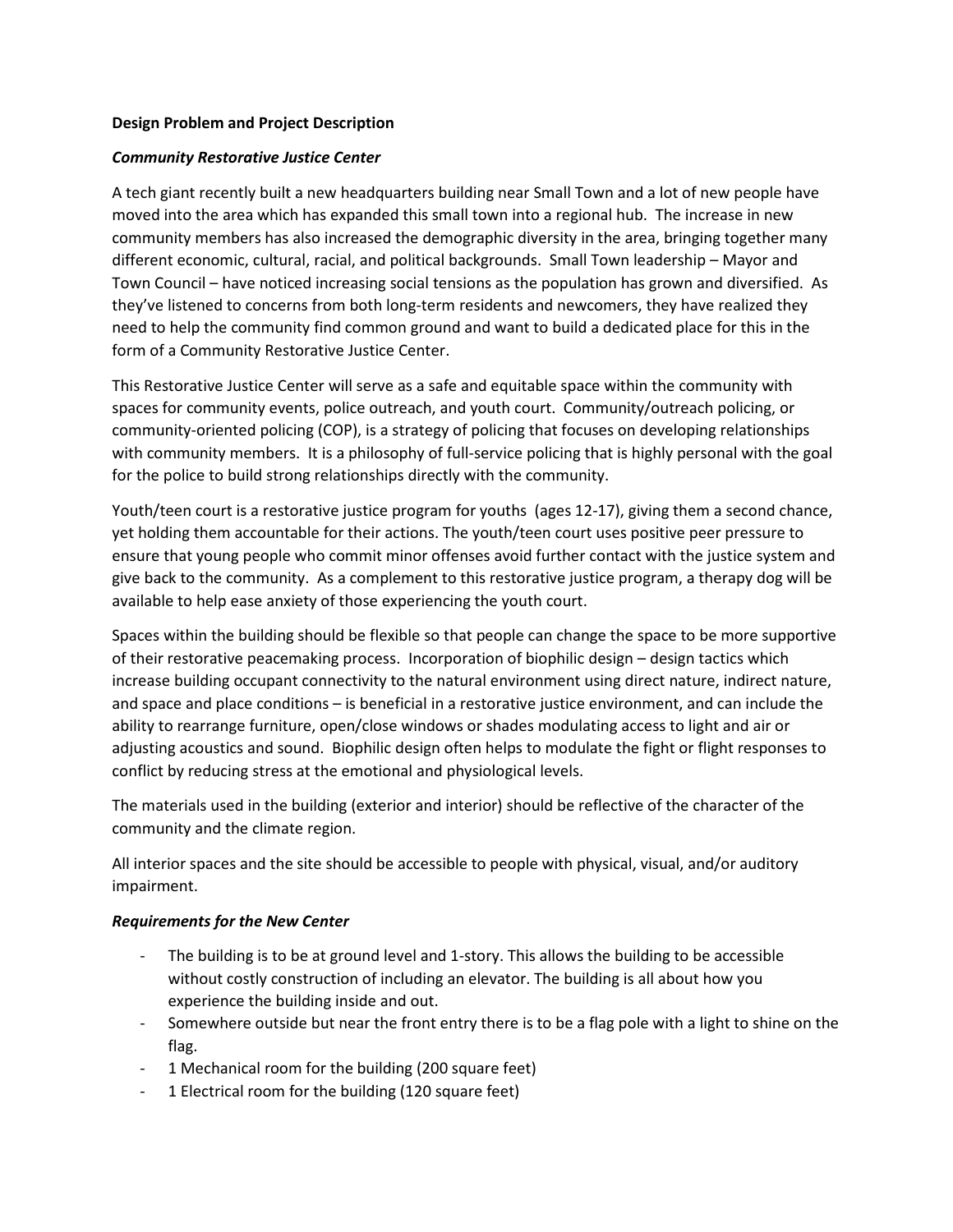**Design Problem and Project Description**

***Community Restorative Justice Center***

A tech giant recently built a new headquarters building near Small Town and a lot of new people have moved into the area which has expanded this small town into a regional hub. The increase in new community members has also increased the demographic diversity in the area, bringing together many different economic, cultural, racial, and political backgrounds. Small Town leadership – Mayor and Town Council – have noticed increasing social tensions as the population has grown and diversified. As they've listened to concerns from both long-term residents and newcomers, they have realized they need to help the community find common ground and want to build a dedicated place for this in the form of a Community Restorative Justice Center.

This Restorative Justice Center will serve as a safe and equitable space within the community with spaces for community events, police outreach, and youth court. Community/outreach policing, or community-oriented policing (COP), is a strategy of policing that focuses on developing relationships with community members. It is a philosophy of full-service policing that is highly personal with the goal for the police to build strong relationships directly with the community.

Youth/teen court is a restorative justice program for youths (ages 12-17), giving them a second chance, yet holding them accountable for their actions. The youth/teen court uses positive peer pressure to ensure that young people who commit minor offenses avoid further contact with the justice system and give back to the community. As a complement to this restorative justice program, a therapy dog will be available to help ease anxiety of those experiencing the youth court.

Spaces within the building should be flexible so that people can change the space to be more supportive of their restorative peacemaking process. Incorporation of biophilic design – design tactics which increase building occupant connectivity to the natural environment using direct nature, indirect nature, and space and place conditions – is beneficial in a restorative justice environment, and can include the ability to rearrange furniture, open/close windows or shades modulating access to light and air or adjusting acoustics and sound. Biophilic design often helps to modulate the fight or flight responses to conflict by reducing stress at the emotional and physiological levels.

The materials used in the building (exterior and interior) should be reflective of the character of the community and the climate region.

All interior spaces and the site should be accessible to people with physical, visual, and/or auditory impairment.

***Requirements for the New Center***

- The building is to be at ground level and 1-story. This allows the building to be accessible without costly construction of including an elevator. The building is all about how you experience the building inside and out.
- Somewhere outside but near the front entry there is to be a flag pole with a light to shine on the flag.
- 1 Mechanical room for the building (200 square feet)
- 1 Electrical room for the building (120 square feet)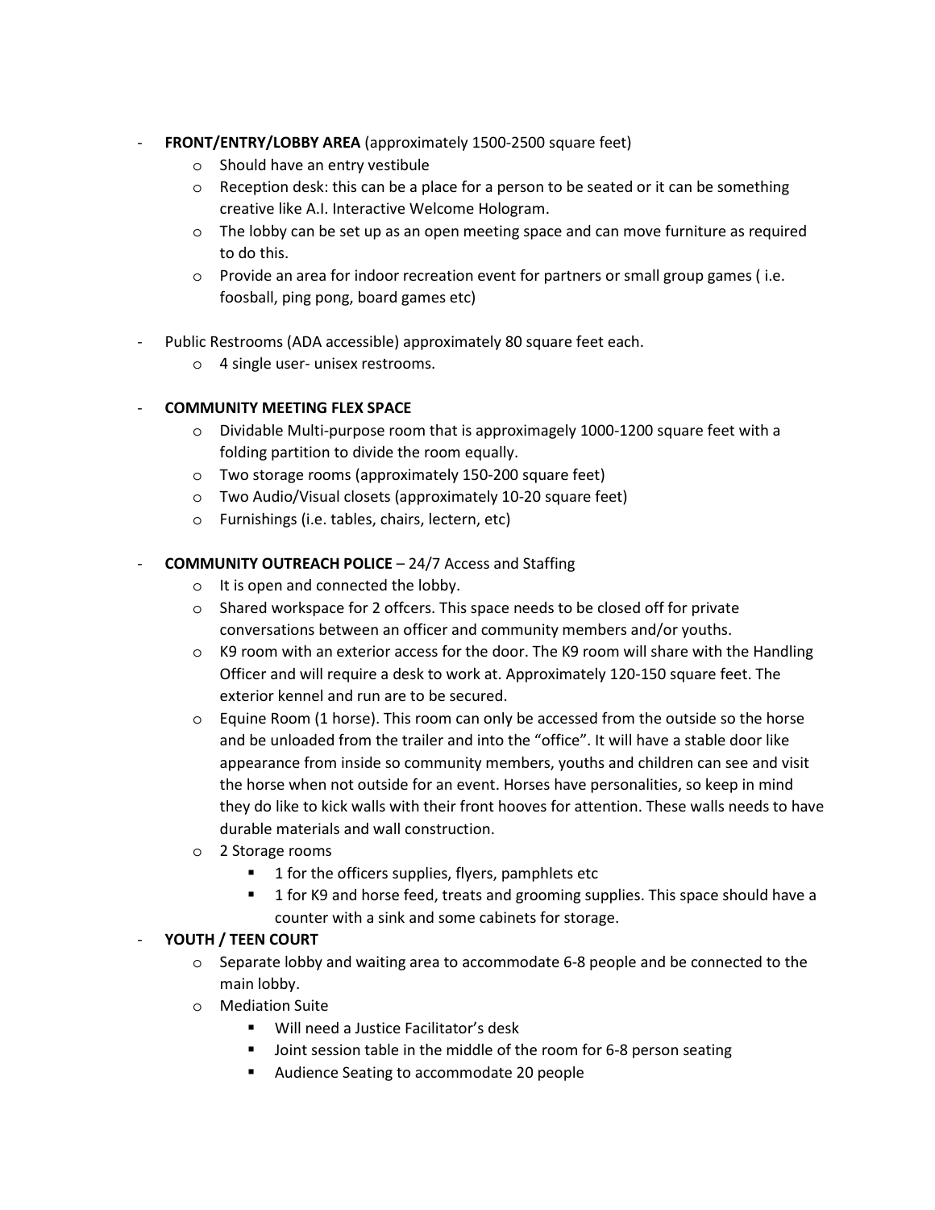- **FRONT/ENTRY/LOBBY AREA** (approximately 1500-2500 square feet)
  - Should have an entry vestibule
  - Reception desk: this can be a place for a person to be seated or it can be something creative like A.I. Interactive Welcome Hologram.
  - The lobby can be set up as an open meeting space and can move furniture as required to do this.
  - Provide an area for indoor recreation event for partners or small group games ( i.e. foosball, ping pong, board games etc)

- Public Restrooms (ADA accessible) approximately 80 square feet each.
  - 4 single user- unisex restrooms.

- **COMMUNITY MEETING FLEX SPACE**
  - Dividable Multi-purpose room that is approximagely 1000-1200 square feet with a folding partition to divide the room equally.
  - Two storage rooms (approximately 150-200 square feet)
  - Two Audio/Visual closets (approximately 10-20 square feet)
  - Furnishings (i.e. tables, chairs, lectern, etc)

- **COMMUNITY OUTREACH POLICE** – 24/7 Access and Staffing
  - It is open and connected the lobby.
  - Shared workspace for 2 offcers. This space needs to be closed off for private conversations between an officer and community members and/or youths.
  - K9 room with an exterior access for the door. The K9 room will share with the Handling Officer and will require a desk to work at. Approximately 120-150 square feet. The exterior kennel and run are to be secured.
  - Equine Room (1 horse). This room can only be accessed from the outside so the horse and be unloaded from the trailer and into the "office". It will have a stable door like appearance from inside so community members, youths and children can see and visit the horse when not outside for an event. Horses have personalities, so keep in mind they do like to kick walls with their front hooves for attention. These walls needs to have durable materials and wall construction.
  - 2 Storage rooms
    - 1 for the officers supplies, flyers, pamphlets etc
    - 1 for K9 and horse feed, treats and grooming supplies. This space should have a counter with a sink and some cabinets for storage.
- **YOUTH / TEEN COURT**
  - Separate lobby and waiting area to accommodate 6-8 people and be connected to the main lobby.
  - Mediation Suite
    - Will need a Justice Facilitator's desk
    - Joint session table in the middle of the room for 6-8 person seating
    - Audience Seating to accommodate 20 people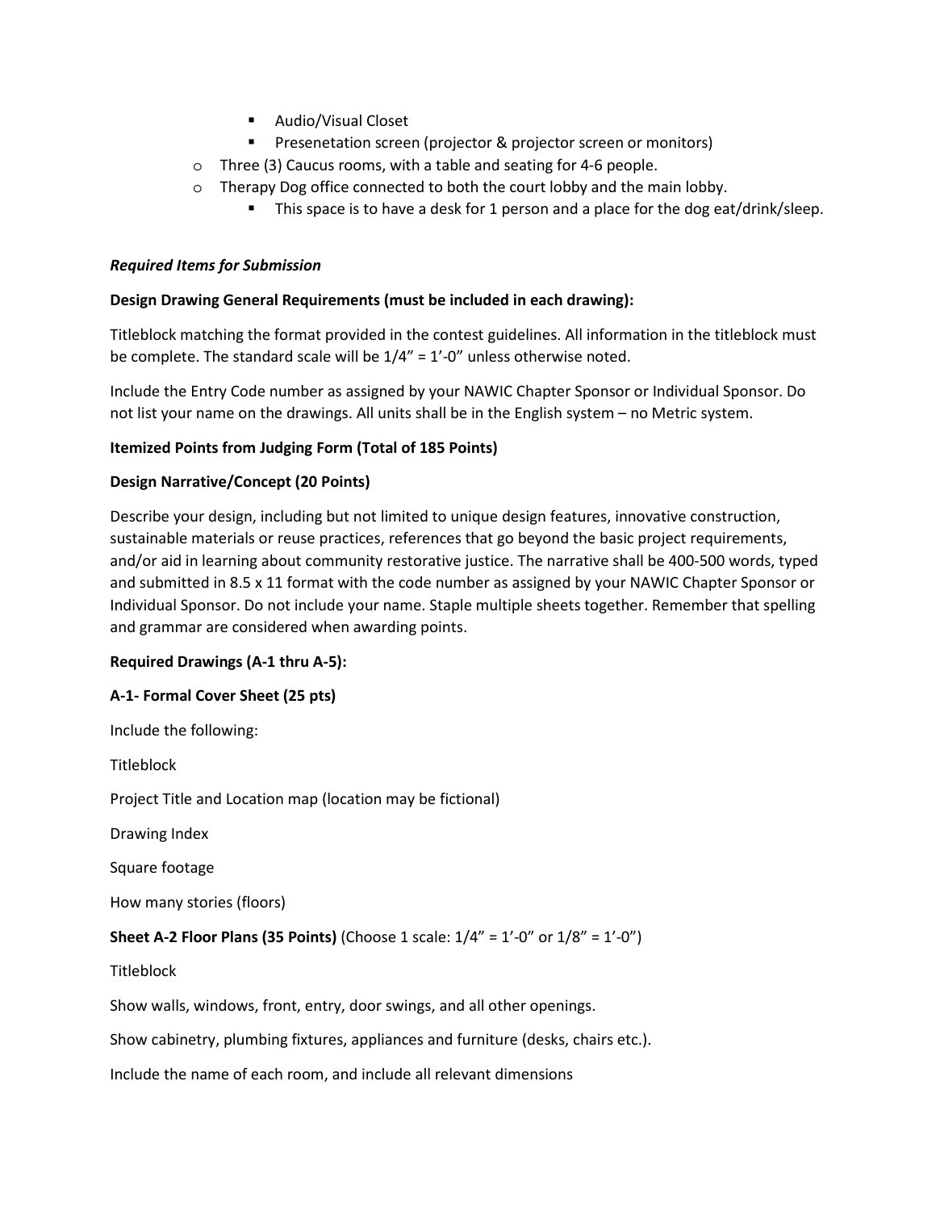- Audio/Visual Closet
    - Presenetation screen (projector & projector screen or monitors)
- Three (3) Caucus rooms, with a table and seating for 4-6 people.
- Therapy Dog office connected to both the court lobby and the main lobby.
    - This space is to have a desk for 1 person and a place for the dog eat/drink/sleep.

***Required Items for Submission***

**Design Drawing General Requirements (must be included in each drawing):**

Titleblock matching the format provided in the contest guidelines. All information in the titleblock must be complete. The standard scale will be 1/4" = 1'-0" unless otherwise noted.

Include the Entry Code number as assigned by your NAWIC Chapter Sponsor or Individual Sponsor. Do not list your name on the drawings. All units shall be in the English system – no Metric system.

**Itemized Points from Judging Form (Total of 185 Points)**

**Design Narrative/Concept (20 Points)**

Describe your design, including but not limited to unique design features, innovative construction, sustainable materials or reuse practices, references that go beyond the basic project requirements, and/or aid in learning about community restorative justice. The narrative shall be 400-500 words, typed and submitted in 8.5 x 11 format with the code number as assigned by your NAWIC Chapter Sponsor or Individual Sponsor. Do not include your name. Staple multiple sheets together. Remember that spelling and grammar are considered when awarding points.

**Required Drawings (A-1 thru A-5):**

**A-1- Formal Cover Sheet (25 pts)**

Include the following:

Titleblock

Project Title and Location map (location may be fictional)

Drawing Index

Square footage

How many stories (floors)

**Sheet A-2 Floor Plans (35 Points)** (Choose 1 scale: 1/4" = 1'-0" or 1/8" = 1'-0")

Titleblock

Show walls, windows, front, entry, door swings, and all other openings.

Show cabinetry, plumbing fixtures, appliances and furniture (desks, chairs etc.).

Include the name of each room, and include all relevant dimensions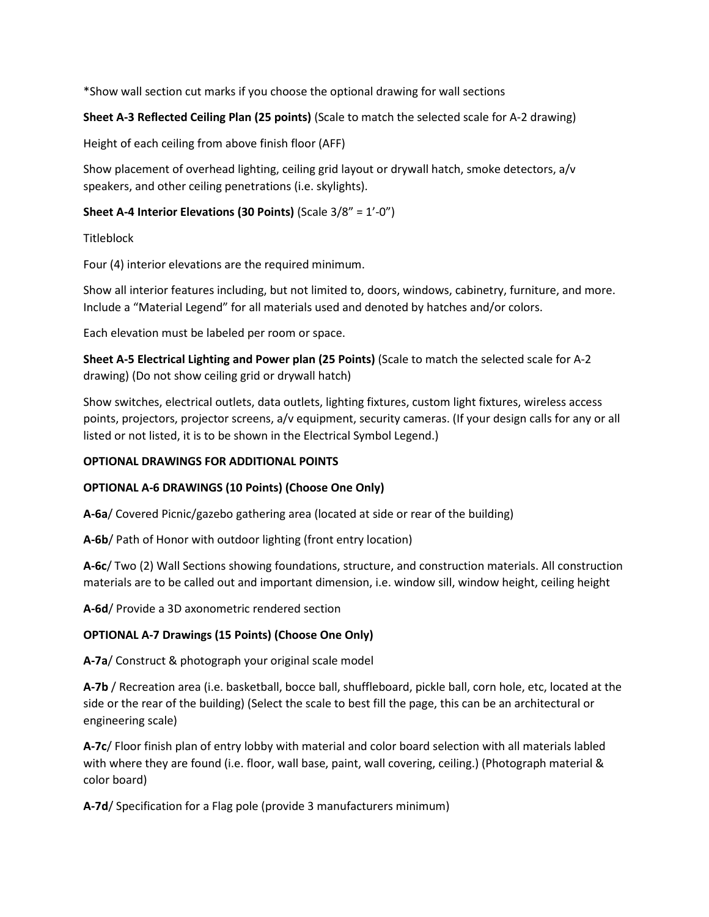*Show wall section cut marks if you choose the optional drawing for wall sections

**Sheet A-3 Reflected Ceiling Plan (25 points)** (Scale to match the selected scale for A-2 drawing)

Height of each ceiling from above finish floor (AFF)

Show placement of overhead lighting, ceiling grid layout or drywall hatch, smoke detectors, a/v speakers, and other ceiling penetrations (i.e. skylights).

**Sheet A-4 Interior Elevations (30 Points)** (Scale 3/8" = 1'-0")

Titleblock

Four (4) interior elevations are the required minimum.

Show all interior features including, but not limited to, doors, windows, cabinetry, furniture, and more. Include a "Material Legend" for all materials used and denoted by hatches and/or colors.

Each elevation must be labeled per room or space.

**Sheet A-5 Electrical Lighting and Power plan (25 Points)** (Scale to match the selected scale for A-2 drawing) (Do not show ceiling grid or drywall hatch)

Show switches, electrical outlets, data outlets, lighting fixtures, custom light fixtures, wireless access points, projectors, projector screens, a/v equipment, security cameras. (If your design calls for any or all listed or not listed, it is to be shown in the Electrical Symbol Legend.)

**OPTIONAL DRAWINGS FOR ADDITIONAL POINTS**

**OPTIONAL A-6 DRAWINGS (10 Points) (Choose One Only)**

**A-6a**/ Covered Picnic/gazebo gathering area (located at side or rear of the building)

**A-6b**/ Path of Honor with outdoor lighting (front entry location)

**A-6c**/ Two (2) Wall Sections showing foundations, structure, and construction materials. All construction materials are to be called out and important dimension, i.e. window sill, window height, ceiling height

**A-6d**/ Provide a 3D axonometric rendered section

**OPTIONAL A-7 Drawings (15 Points) (Choose One Only)**

**A-7a**/ Construct & photograph your original scale model

**A-7b** / Recreation area (i.e. basketball, bocce ball, shuffleboard, pickle ball, corn hole, etc, located at the side or the rear of the building) (Select the scale to best fill the page, this can be an architectural or engineering scale)

**A-7c**/ Floor finish plan of entry lobby with material and color board selection with all materials labled with where they are found (i.e. floor, wall base, paint, wall covering, ceiling.) (Photograph material & color board)

**A-7d**/ Specification for a Flag pole (provide 3 manufacturers minimum)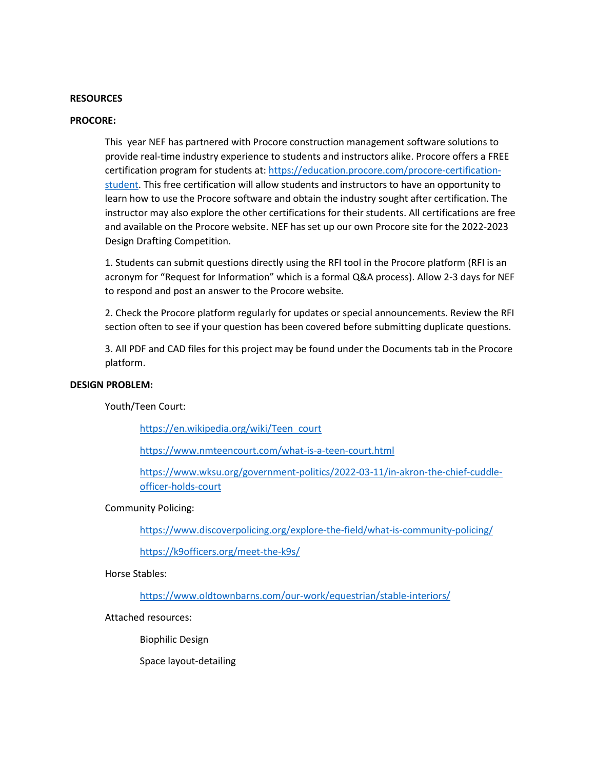**RESOURCES**

**PROCORE:**

This year NEF has partnered with Procore construction management software solutions to provide real-time industry experience to students and instructors alike. Procore offers a FREE certification program for students at: https://education.procore.com/procore-certification-student. This free certification will allow students and instructors to have an opportunity to learn how to use the Procore software and obtain the industry sought after certification. The instructor may also explore the other certifications for their students. All certifications are free and available on the Procore website. NEF has set up our own Procore site for the 2022-2023 Design Drafting Competition.

1. Students can submit questions directly using the RFI tool in the Procore platform (RFI is an acronym for "Request for Information" which is a formal Q&A process). Allow 2-3 days for NEF to respond and post an answer to the Procore website.

2. Check the Procore platform regularly for updates or special announcements. Review the RFI section often to see if your question has been covered before submitting duplicate questions.

3. All PDF and CAD files for this project may be found under the Documents tab in the Procore platform.

**DESIGN PROBLEM:**

Youth/Teen Court:

https://en.wikipedia.org/wiki/Teen_court

https://www.nmteencourt.com/what-is-a-teen-court.html

https://www.wksu.org/government-politics/2022-03-11/in-akron-the-chief-cuddle-officer-holds-court

Community Policing:

https://www.discoverpolicing.org/explore-the-field/what-is-community-policing/

https://k9officers.org/meet-the-k9s/

Horse Stables:

https://www.oldtownbarns.com/our-work/equestrian/stable-interiors/

Attached resources:

Biophilic Design

Space layout-detailing